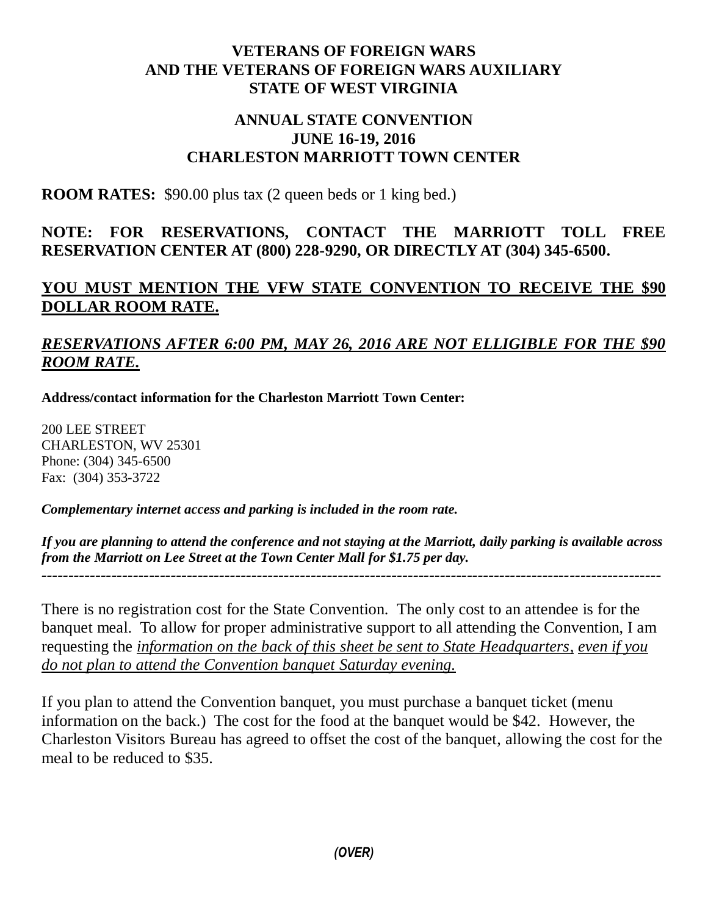**VETERANS OF FOREIGN WARS**
**AND THE VETERANS OF FOREIGN WARS AUXILIARY**
**STATE OF WEST VIRGINIA**

**ANNUAL STATE CONVENTION**
**JUNE 16-19, 2016**
**CHARLESTON MARRIOTT TOWN CENTER**

**ROOM RATES:** $90.00 plus tax (2 queen beds or 1 king bed.)

**NOTE: FOR RESERVATIONS, CONTACT THE MARRIOTT TOLL FREE RESERVATION CENTER AT (800) 228-9290, OR DIRECTLY AT (304) 345-6500.**

<u>**YOU MUST MENTION THE VFW STATE CONVENTION TO RECEIVE THE $90 DOLLAR ROOM RATE.**</u>

<u>***RESERVATIONS AFTER 6:00 PM, MAY 26, 2016 ARE NOT ELLIGIBLE FOR THE $90 ROOM RATE.***</u>

**Address/contact information for the Charleston Marriott Town Center:**

200 LEE STREET
CHARLESTON, WV 25301
Phone: (304) 345-6500
Fax: (304) 353-3722

***Complementary internet access and parking is included in the room rate.***

***If you are planning to attend the conference and not staying at the Marriott, daily parking is available across from the Marriott on Lee Street at the Town Center Mall for $1.75 per day.***

---

There is no registration cost for the State Convention. The only cost to an attendee is for the banquet meal. To allow for proper administrative support to all attending the Convention, I am requesting the <u>*information on the back of this sheet be sent to State Headquarters*</u>, <u>*even if you do not plan to attend the Convention banquet Saturday evening.*</u>

If you plan to attend the Convention banquet, you must purchase a banquet ticket (menu information on the back.) The cost for the food at the banquet would be $42. However, the Charleston Visitors Bureau has agreed to offset the cost of the banquet, allowing the cost for the meal to be reduced to $35.

***(OVER)***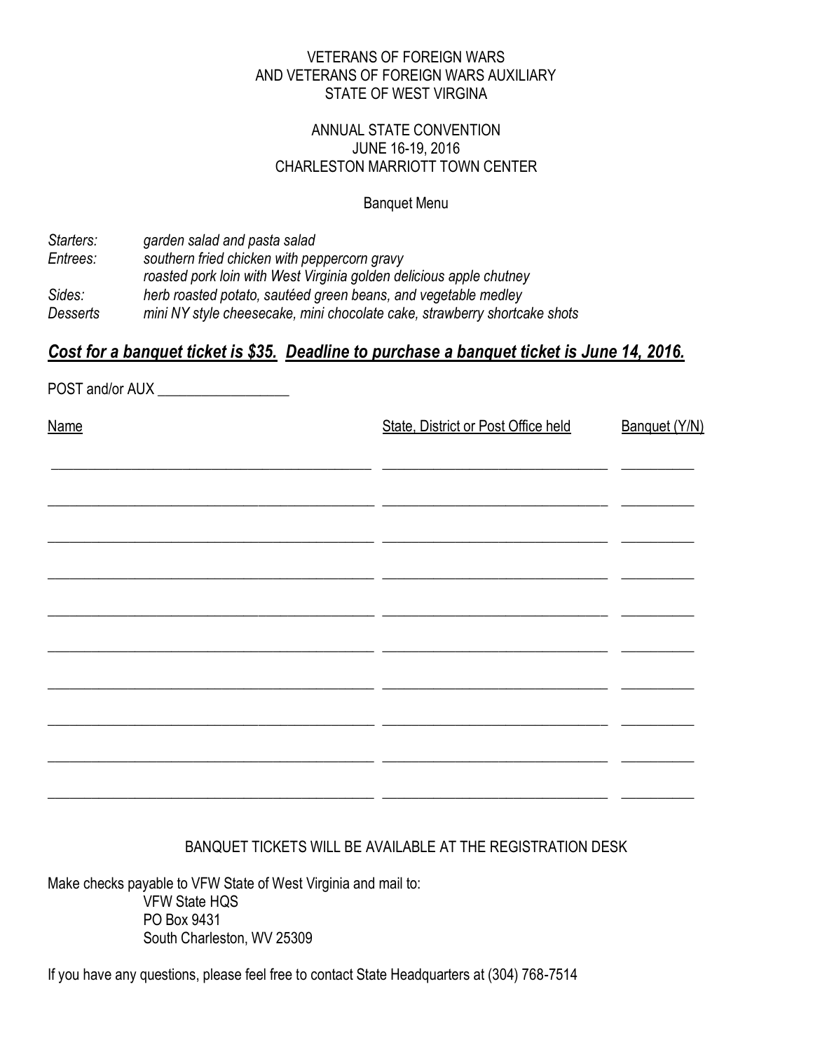VETERANS OF FOREIGN WARS
AND VETERANS OF FOREIGN WARS AUXILIARY
STATE OF WEST VIRGINA

ANNUAL STATE CONVENTION
JUNE 16-19, 2016
CHARLESTON MARRIOTT TOWN CENTER

Banquet Menu

| | |
|---|---|
| *Starters:* | *garden salad and pasta salad* |
| *Entrees:* | *southern fried chicken with peppercorn gravy* |
| | *roasted pork loin with West Virginia golden delicious apple chutney* |
| *Sides:* | *herb roasted potato, sautéed green beans, and vegetable medley* |
| *Desserts* | *mini NY style cheesecake, mini chocolate cake, strawberry shortcake shots* |

***Cost for a banquet ticket is $35. Deadline to purchase a banquet ticket is June 14, 2016.***

POST and/or AUX __________________

| Name | State, District or Post Office held | Banquet (Y/N) |
|---|---|---|
| | | |
| | | |
| | | |
| | | |
| | | |
| | | |
| | | |
| | | |
| | | |
| | | |

BANQUET TICKETS WILL BE AVAILABLE AT THE REGISTRATION DESK

Make checks payable to VFW State of West Virginia and mail to:

VFW State HQS
PO Box 9431
South Charleston, WV 25309

If you have any questions, please feel free to contact State Headquarters at (304) 768-7514